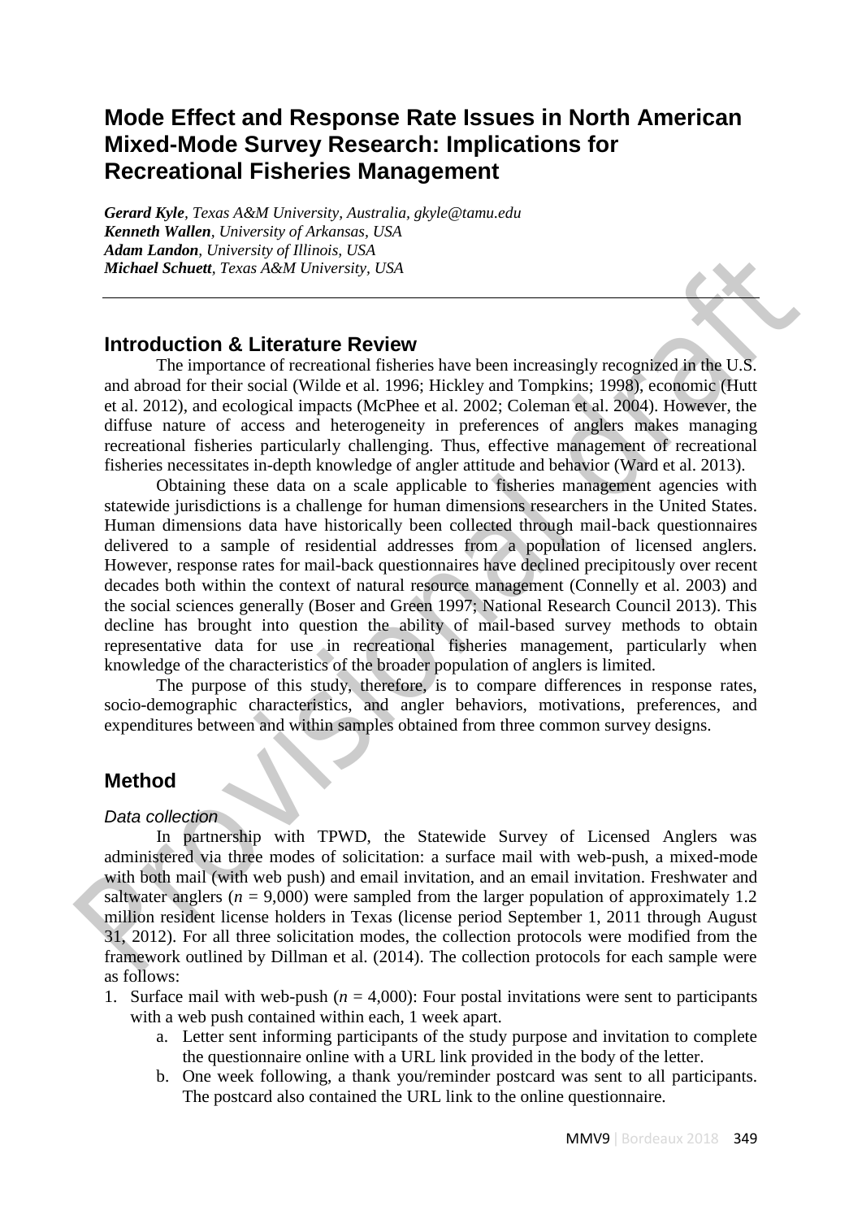# Mode Effect and Response Rate Issues in North American Mixed-Mode Survey Research: Implications for Recreational Fisheries Management

***Gerard Kyle**, Texas A&M University, Australia, gkyle@tamu.edu*
***Kenneth Wallen**, University of Arkansas, USA*
***Adam Landon**, University of Illinois, USA*
***Michael Schuett**, Texas A&M University, USA*

---

## Introduction & Literature Review

The importance of recreational fisheries have been increasingly recognized in the U.S. and abroad for their social (Wilde et al. 1996; Hickley and Tompkins; 1998), economic (Hutt et al. 2012), and ecological impacts (McPhee et al. 2002; Coleman et al. 2004). However, the diffuse nature of access and heterogeneity in preferences of anglers makes managing recreational fisheries particularly challenging. Thus, effective management of recreational fisheries necessitates in-depth knowledge of angler attitude and behavior (Ward et al. 2013).

Obtaining these data on a scale applicable to fisheries management agencies with statewide jurisdictions is a challenge for human dimensions researchers in the United States. Human dimensions data have historically been collected through mail-back questionnaires delivered to a sample of residential addresses from a population of licensed anglers. However, response rates for mail-back questionnaires have declined precipitously over recent decades both within the context of natural resource management (Connelly et al. 2003) and the social sciences generally (Boser and Green 1997; National Research Council 2013). This decline has brought into question the ability of mail-based survey methods to obtain representative data for use in recreational fisheries management, particularly when knowledge of the characteristics of the broader population of anglers is limited.

The purpose of this study, therefore, is to compare differences in response rates, socio-demographic characteristics, and angler behaviors, motivations, preferences, and expenditures between and within samples obtained from three common survey designs.

## Method

### *Data collection*

In partnership with TPWD, the Statewide Survey of Licensed Anglers was administered via three modes of solicitation: a surface mail with web-push, a mixed-mode with both mail (with web push) and email invitation, and an email invitation. Freshwater and saltwater anglers ($n$ = 9,000) were sampled from the larger population of approximately 1.2 million resident license holders in Texas (license period September 1, 2011 through August 31, 2012). For all three solicitation modes, the collection protocols were modified from the framework outlined by Dillman et al. (2014). The collection protocols for each sample were as follows:

1. Surface mail with web-push ($n$ = 4,000): Four postal invitations were sent to participants with a web push contained within each, 1 week apart.
    a. Letter sent informing participants of the study purpose and invitation to complete the questionnaire online with a URL link provided in the body of the letter.
    b. One week following, a thank you/reminder postcard was sent to all participants. The postcard also contained the URL link to the online questionnaire.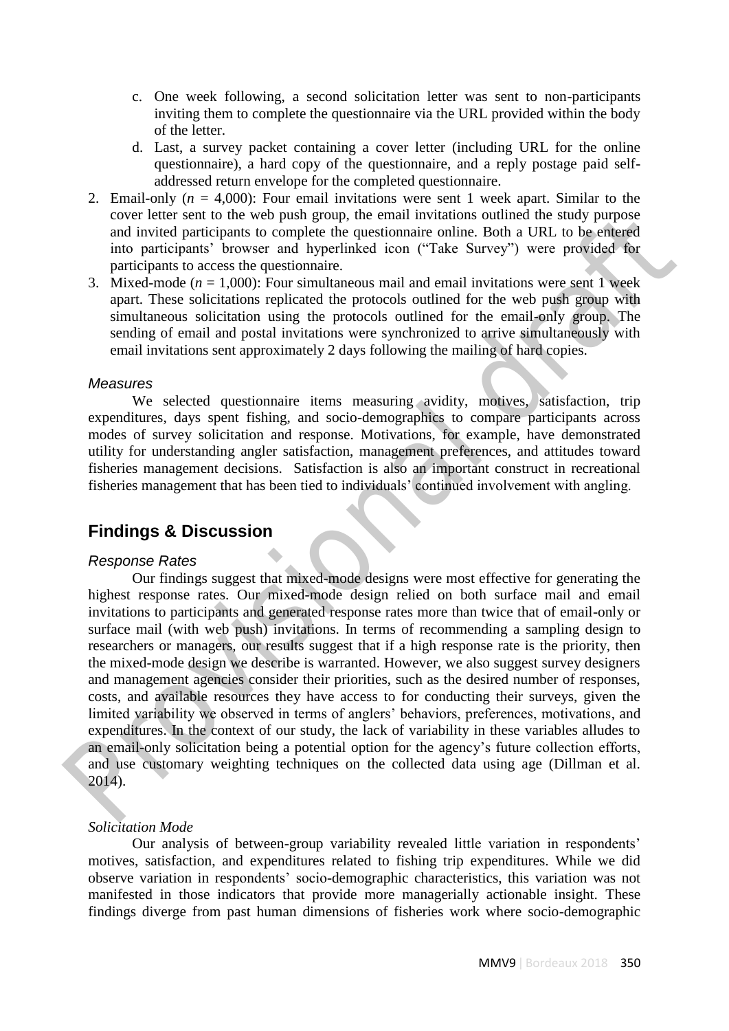c. One week following, a second solicitation letter was sent to non-participants inviting them to complete the questionnaire via the URL provided within the body of the letter.
   d. Last, a survey packet containing a cover letter (including URL for the online questionnaire), a hard copy of the questionnaire, and a reply postage paid self-addressed return envelope for the completed questionnaire.
2. Email-only ($n$ = 4,000): Four email invitations were sent 1 week apart. Similar to the cover letter sent to the web push group, the email invitations outlined the study purpose and invited participants to complete the questionnaire online. Both a URL to be entered into participants' browser and hyperlinked icon ("Take Survey") were provided for participants to access the questionnaire.
3. Mixed-mode ($n$ = 1,000): Four simultaneous mail and email invitations were sent 1 week apart. These solicitations replicated the protocols outlined for the web push group with simultaneous solicitation using the protocols outlined for the email-only group. The sending of email and postal invitations were synchronized to arrive simultaneously with email invitations sent approximately 2 days following the mailing of hard copies.

### *Measures*

We selected questionnaire items measuring avidity, motives, satisfaction, trip expenditures, days spent fishing, and socio-demographics to compare participants across modes of survey solicitation and response. Motivations, for example, have demonstrated utility for understanding angler satisfaction, management preferences, and attitudes toward fisheries management decisions. Satisfaction is also an important construct in recreational fisheries management that has been tied to individuals' continued involvement with angling.

## Findings & Discussion

### *Response Rates*

Our findings suggest that mixed-mode designs were most effective for generating the highest response rates. Our mixed-mode design relied on both surface mail and email invitations to participants and generated response rates more than twice that of email-only or surface mail (with web push) invitations. In terms of recommending a sampling design to researchers or managers, our results suggest that if a high response rate is the priority, then the mixed-mode design we describe is warranted. However, we also suggest survey designers and management agencies consider their priorities, such as the desired number of responses, costs, and available resources they have access to for conducting their surveys, given the limited variability we observed in terms of anglers' behaviors, preferences, motivations, and expenditures. In the context of our study, the lack of variability in these variables alludes to an email-only solicitation being a potential option for the agency's future collection efforts, and use customary weighting techniques on the collected data using age (Dillman et al. 2014).

### *Solicitation Mode*

Our analysis of between-group variability revealed little variation in respondents' motives, satisfaction, and expenditures related to fishing trip expenditures. While we did observe variation in respondents' socio-demographic characteristics, this variation was not manifested in those indicators that provide more managerially actionable insight. These findings diverge from past human dimensions of fisheries work where socio-demographic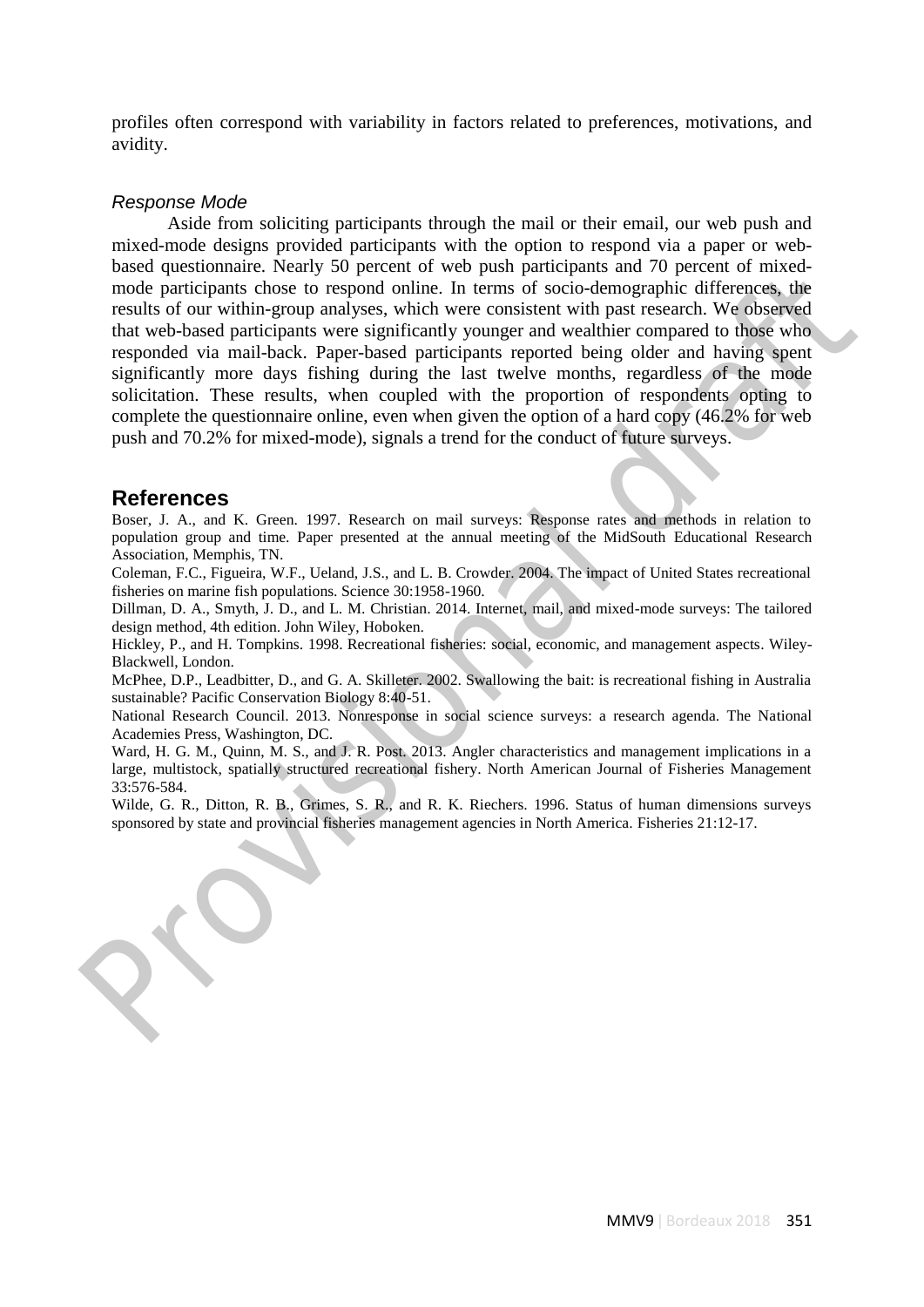profiles often correspond with variability in factors related to preferences, motivations, and avidity.

### *Response Mode*

Aside from soliciting participants through the mail or their email, our web push and mixed-mode designs provided participants with the option to respond via a paper or web-based questionnaire. Nearly 50 percent of web push participants and 70 percent of mixed-mode participants chose to respond online. In terms of socio-demographic differences, the results of our within-group analyses, which were consistent with past research. We observed that web-based participants were significantly younger and wealthier compared to those who responded via mail-back. Paper-based participants reported being older and having spent significantly more days fishing during the last twelve months, regardless of the mode solicitation. These results, when coupled with the proportion of respondents opting to complete the questionnaire online, even when given the option of a hard copy (46.2% for web push and 70.2% for mixed-mode), signals a trend for the conduct of future surveys.

## References

Boser, J. A., and K. Green. 1997. Research on mail surveys: Response rates and methods in relation to population group and time. Paper presented at the annual meeting of the MidSouth Educational Research Association, Memphis, TN.

Coleman, F.C., Figueira, W.F., Ueland, J.S., and L. B. Crowder. 2004. The impact of United States recreational fisheries on marine fish populations. Science 30:1958-1960.

Dillman, D. A., Smyth, J. D., and L. M. Christian. 2014. Internet, mail, and mixed-mode surveys: The tailored design method, 4th edition. John Wiley, Hoboken.

Hickley, P., and H. Tompkins. 1998. Recreational fisheries: social, economic, and management aspects. Wiley-Blackwell, London.

McPhee, D.P., Leadbitter, D., and G. A. Skilleter. 2002. Swallowing the bait: is recreational fishing in Australia sustainable? Pacific Conservation Biology 8:40-51.

National Research Council. 2013. Nonresponse in social science surveys: a research agenda. The National Academies Press, Washington, DC.

Ward, H. G. M., Quinn, M. S., and J. R. Post. 2013. Angler characteristics and management implications in a large, multistock, spatially structured recreational fishery. North American Journal of Fisheries Management 33:576-584.

Wilde, G. R., Ditton, R. B., Grimes, S. R., and R. K. Riechers. 1996. Status of human dimensions surveys sponsored by state and provincial fisheries management agencies in North America. Fisheries 21:12-17.